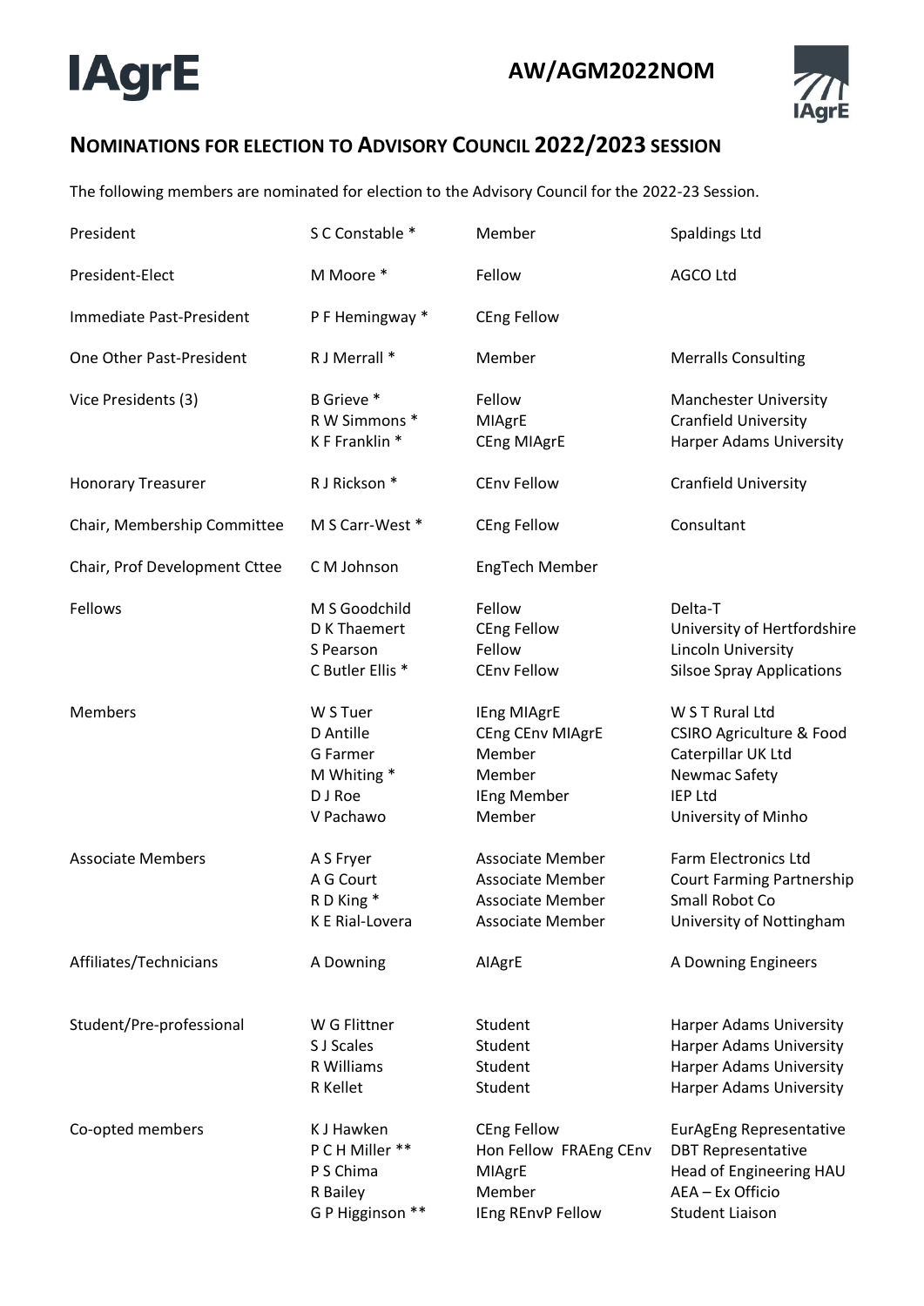IAgrE

**AW/AGM2022NOM**

## NOMINATIONS FOR ELECTION TO ADVISORY COUNCIL 2022/2023 SESSION

The following members are nominated for election to the Advisory Council for the 2022-23 Session.

| Position | Name | Grade | Organisation |
|---|---|---|---|
| President | S C Constable * | Member | Spaldings Ltd |
| President-Elect | M Moore * | Fellow | AGCO Ltd |
| Immediate Past-President | P F Hemingway * | CEng Fellow | |
| One Other Past-President | R J Merrall * | Member | Merralls Consulting |
| Vice Presidents (3) | B Grieve * | Fellow | Manchester University |
| | R W Simmons * | MIAgrE | Cranfield University |
| | K F Franklin * | CEng MIAgrE | Harper Adams University |
| Honorary Treasurer | R J Rickson * | CEnv Fellow | Cranfield University |
| Chair, Membership Committee | M S Carr-West * | CEng Fellow | Consultant |
| Chair, Prof Development Cttee | C M Johnson | EngTech Member | |
| Fellows | M S Goodchild | Fellow | Delta-T |
| | D K Thaemert | CEng Fellow | University of Hertfordshire |
| | S Pearson | Fellow | Lincoln University |
| | C Butler Ellis * | CEnv Fellow | Silsoe Spray Applications |
| Members | W S Tuer | IEng MIAgrE | W S T Rural Ltd |
| | D Antille | CEng CEnv MIAgrE | CSIRO Agriculture & Food |
| | G Farmer | Member | Caterpillar UK Ltd |
| | M Whiting * | Member | Newmac Safety |
| | D J Roe | IEng Member | IEP Ltd |
| | V Pachawo | Member | University of Minho |
| Associate Members | A S Fryer | Associate Member | Farm Electronics Ltd |
| | A G Court | Associate Member | Court Farming Partnership |
| | R D King * | Associate Member | Small Robot Co |
| | K E Rial-Lovera | Associate Member | University of Nottingham |
| Affiliates/Technicians | A Downing | AIAgrE | A Downing Engineers |
| Student/Pre-professional | W G Flittner | Student | Harper Adams University |
| | S J Scales | Student | Harper Adams University |
| | R Williams | Student | Harper Adams University |
| | R Kellet | Student | Harper Adams University |
| Co-opted members | K J Hawken | CEng Fellow | EurAgEng Representative |
| | P C H Miller ** | Hon Fellow FRAEng CEnv | DBT Representative |
| | P S Chima | MIAgrE | Head of Engineering HAU |
| | R Bailey | Member | AEA – Ex Officio |
| | G P Higginson ** | IEng REnvP Fellow | Student Liaison |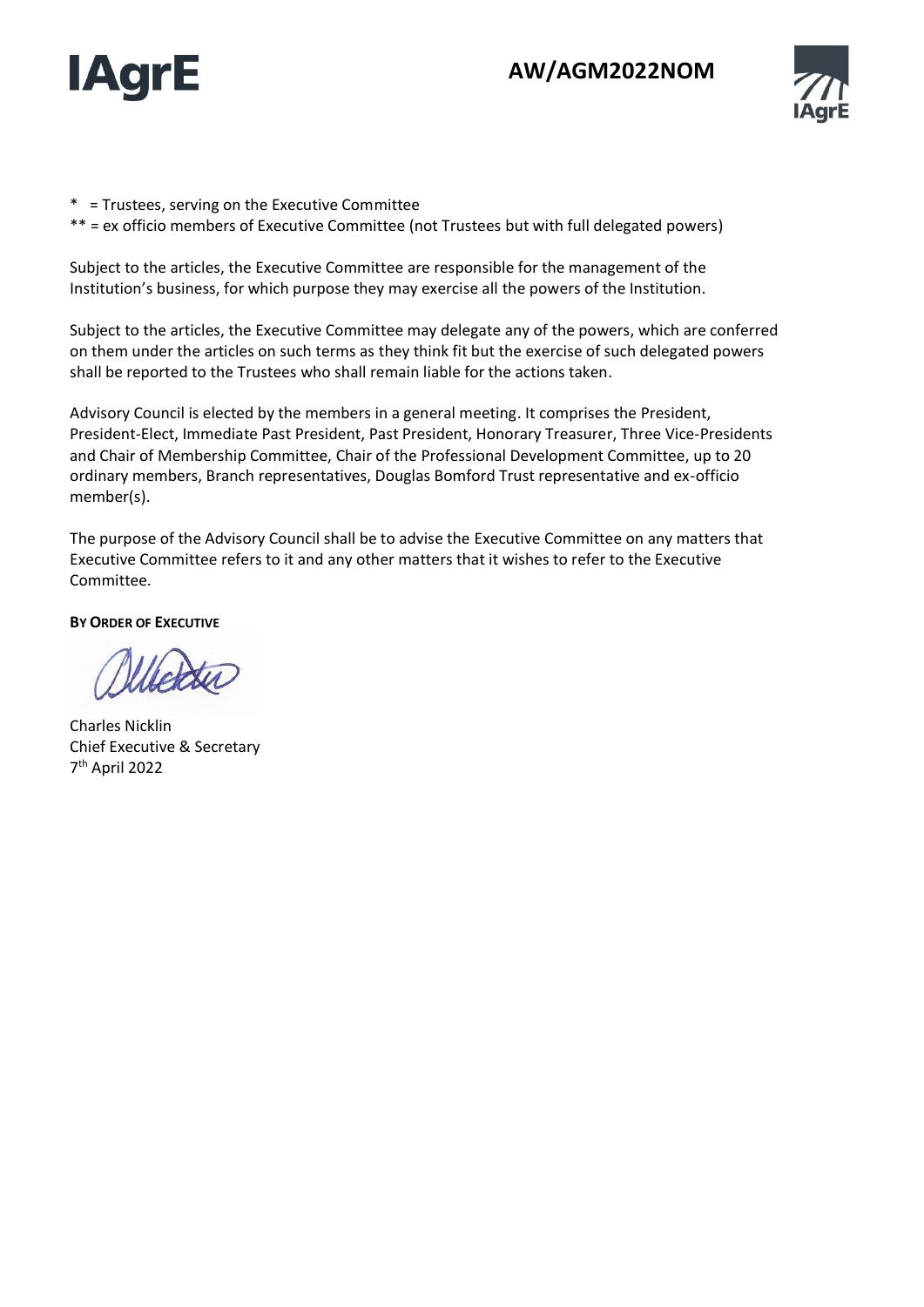\* = Trustees, serving on the Executive Committee
\*\* = ex officio members of Executive Committee (not Trustees but with full delegated powers)

Subject to the articles, the Executive Committee are responsible for the management of the Institution's business, for which purpose they may exercise all the powers of the Institution.

Subject to the articles, the Executive Committee may delegate any of the powers, which are conferred on them under the articles on such terms as they think fit but the exercise of such delegated powers shall be reported to the Trustees who shall remain liable for the actions taken.

Advisory Council is elected by the members in a general meeting. It comprises the President, President-Elect, Immediate Past President, Past President, Honorary Treasurer, Three Vice-Presidents and Chair of Membership Committee, Chair of the Professional Development Committee, up to 20 ordinary members, Branch representatives, Douglas Bomford Trust representative and ex-officio member(s).

The purpose of the Advisory Council shall be to advise the Executive Committee on any matters that Executive Committee refers to it and any other matters that it wishes to refer to the Executive Committee.

**BY ORDER OF EXECUTIVE**

Charles Nicklin
Chief Executive & Secretary
7th April 2022